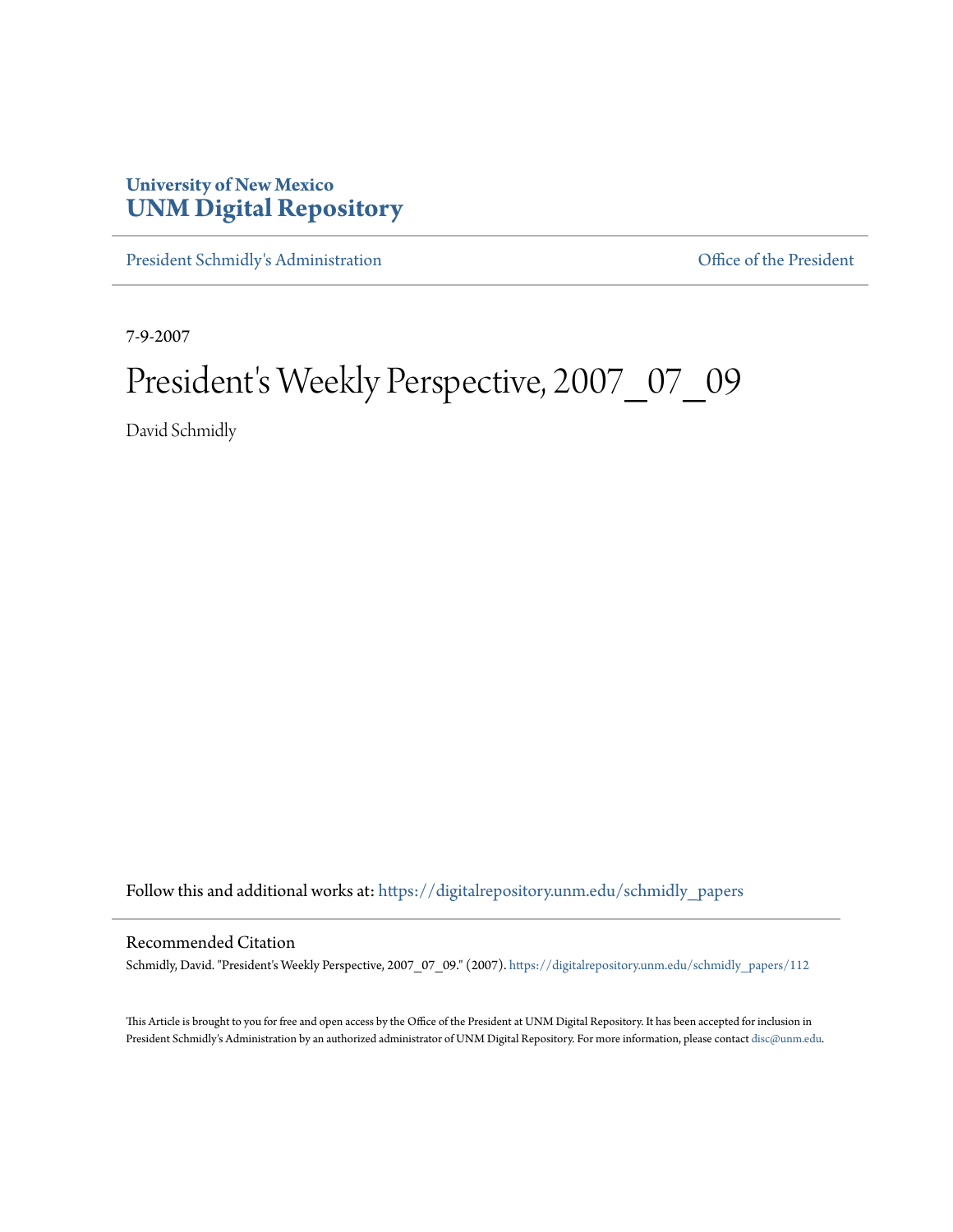University of New Mexico
**UNM Digital Repository**

President Schmidly's Administration | Office of the President

7-9-2007

# President's Weekly Perspective, 2007_07_09

David Schmidly

Follow this and additional works at: https://digitalrepository.unm.edu/schmidly_papers

## Recommended Citation

Schmidly, David. "President's Weekly Perspective, 2007_07_09." (2007). https://digitalrepository.unm.edu/schmidly_papers/112

This Article is brought to you for free and open access by the Office of the President at UNM Digital Repository. It has been accepted for inclusion in President Schmidly's Administration by an authorized administrator of UNM Digital Repository. For more information, please contact disc@unm.edu.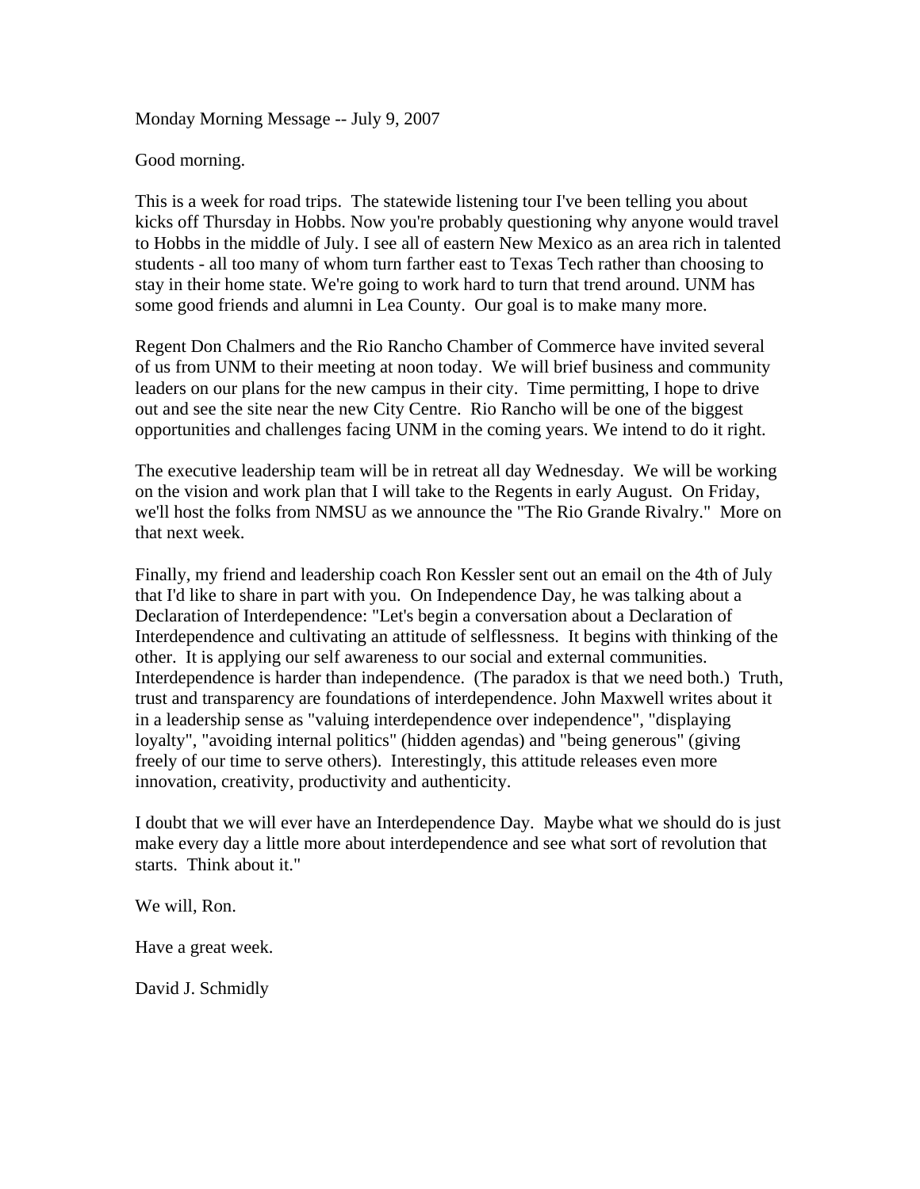Monday Morning Message -- July 9, 2007

Good morning.

This is a week for road trips. The statewide listening tour I've been telling you about kicks off Thursday in Hobbs. Now you're probably questioning why anyone would travel to Hobbs in the middle of July. I see all of eastern New Mexico as an area rich in talented students - all too many of whom turn farther east to Texas Tech rather than choosing to stay in their home state. We're going to work hard to turn that trend around. UNM has some good friends and alumni in Lea County. Our goal is to make many more.

Regent Don Chalmers and the Rio Rancho Chamber of Commerce have invited several of us from UNM to their meeting at noon today. We will brief business and community leaders on our plans for the new campus in their city. Time permitting, I hope to drive out and see the site near the new City Centre. Rio Rancho will be one of the biggest opportunities and challenges facing UNM in the coming years. We intend to do it right.

The executive leadership team will be in retreat all day Wednesday. We will be working on the vision and work plan that I will take to the Regents in early August. On Friday, we'll host the folks from NMSU as we announce the "The Rio Grande Rivalry." More on that next week.

Finally, my friend and leadership coach Ron Kessler sent out an email on the 4th of July that I'd like to share in part with you. On Independence Day, he was talking about a Declaration of Interdependence: "Let's begin a conversation about a Declaration of Interdependence and cultivating an attitude of selflessness. It begins with thinking of the other. It is applying our self awareness to our social and external communities. Interdependence is harder than independence. (The paradox is that we need both.) Truth, trust and transparency are foundations of interdependence. John Maxwell writes about it in a leadership sense as "valuing interdependence over independence", "displaying loyalty", "avoiding internal politics" (hidden agendas) and "being generous" (giving freely of our time to serve others). Interestingly, this attitude releases even more innovation, creativity, productivity and authenticity.

I doubt that we will ever have an Interdependence Day. Maybe what we should do is just make every day a little more about interdependence and see what sort of revolution that starts. Think about it."

We will, Ron.

Have a great week.

David J. Schmidly